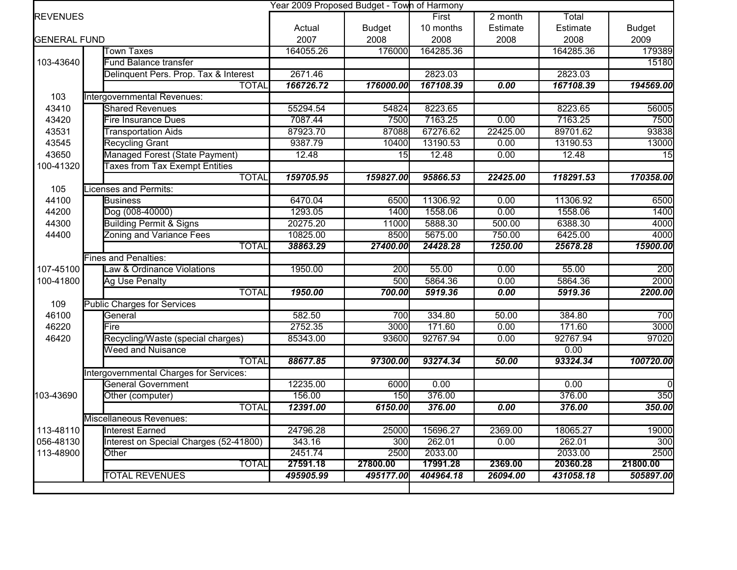Year 2009 Proposed Budget - Town of Harmony

| REVENUES<br>GENERAL FUND | | Actual<br>2007 | Budget<br>2008 | First<br>10 months<br>2008 | 2 month<br>Estimate<br>2008 | Total<br>Estimate<br>2008 | Budget<br>2009 |
|---|---|---|---|---|---|---|---|
| | Town Taxes | 164055.26 | 176000 | 164285.36 | | 164285.36 | 179389 |
| 103-43640 | Fund Balance transfer | | | | | | 15180 |
| | Delinquent Pers. Prop. Tax & Interest | 2671.46 | | 2823.03 | | 2823.03 | |
| | TOTAL | ***166726.72*** | ***176000.00*** | ***167108.39*** | ***0.00*** | ***167108.39*** | ***194569.00*** |
| 103 | Intergovernmental Revenues: | | | | | | |
| 43410 | Shared Revenues | 55294.54 | 54824 | 8223.65 | | 8223.65 | 56005 |
| 43420 | Fire Insurance Dues | 7087.44 | 7500 | 7163.25 | 0.00 | 7163.25 | 7500 |
| 43531 | Transportation Aids | 87923.70 | 87088 | 67276.62 | 22425.00 | 89701.62 | 93838 |
| 43545 | Recycling Grant | 9387.79 | 10400 | 13190.53 | 0.00 | 13190.53 | 13000 |
| 43650 | Managed Forest (State Payment) | 12.48 | 15 | 12.48 | 0.00 | 12.48 | 15 |
| 100-41320 | Taxes from Tax Exempt Entities | | | | | | |
| | TOTAL | ***159705.95*** | ***159827.00*** | ***95866.53*** | ***22425.00*** | ***118291.53*** | ***170358.00*** |
| 105 | Licenses and Permits: | | | | | | |
| 44100 | Business | 6470.04 | 6500 | 11306.92 | 0.00 | 11306.92 | 6500 |
| 44200 | Dog (008-40000) | 1293.05 | 1400 | 1558.06 | 0.00 | 1558.06 | 1400 |
| 44300 | Building Permit & Signs | 20275.20 | 11000 | 5888.30 | 500.00 | 6388.30 | 4000 |
| 44400 | Zoning and Variance Fees | 10825.00 | 8500 | 5675.00 | 750.00 | 6425.00 | 4000 |
| | TOTAL | ***38863.29*** | ***27400.00*** | ***24428.28*** | ***1250.00*** | ***25678.28*** | ***15900.00*** |
| | Fines and Penalties: | | | | | | |
| 107-45100 | Law & Ordinance Violations | 1950.00 | 200 | 55.00 | 0.00 | 55.00 | 200 |
| 100-41800 | Ag Use Penalty | | 500 | 5864.36 | 0.00 | 5864.36 | 2000 |
| | TOTAL | ***1950.00*** | ***700.00*** | ***5919.36*** | ***0.00*** | ***5919.36*** | ***2200.00*** |
| 109 | Public Charges for Services | | | | | | |
| 46100 | General | 582.50 | 700 | 334.80 | 50.00 | 384.80 | 700 |
| 46220 | Fire | 2752.35 | 3000 | 171.60 | 0.00 | 171.60 | 3000 |
| 46420 | Recycling/Waste (special charges) | 85343.00 | 93600 | 92767.94 | 0.00 | 92767.94 | 97020 |
| | Weed and Nuisance | | | | | 0.00 | |
| | TOTAL | ***88677.85*** | ***97300.00*** | ***93274.34*** | ***50.00*** | ***93324.34*** | ***100720.00*** |
| | Intergovernmental Charges for Services: | | | | | | |
| | General Government | 12235.00 | 6000 | 0.00 | | 0.00 | 0 |
| 103-43690 | Other (computer) | 156.00 | 150 | 376.00 | | 376.00 | 350 |
| | TOTAL | ***12391.00*** | ***6150.00*** | ***376.00*** | ***0.00*** | ***376.00*** | ***350.00*** |
| | Miscellaneous Revenues: | | | | | | |
| 113-48110 | Interest Earned | 24796.28 | 25000 | 15696.27 | 2369.00 | 18065.27 | 19000 |
| 056-48130 | Interest on Special Charges (52-41800) | 343.16 | 300 | 262.01 | 0.00 | 262.01 | 300 |
| 113-48900 | Other | 2451.74 | 2500 | 2033.00 | | 2033.00 | 2500 |
| | TOTAL | **27591.18** | **27800.00** | **17991.28** | **2369.00** | **20360.28** | **21800.00** |
| | TOTAL REVENUES | ***495905.99*** | ***495177.00*** | ***404964.18*** | ***26094.00*** | ***431058.18*** | ***505897.00*** |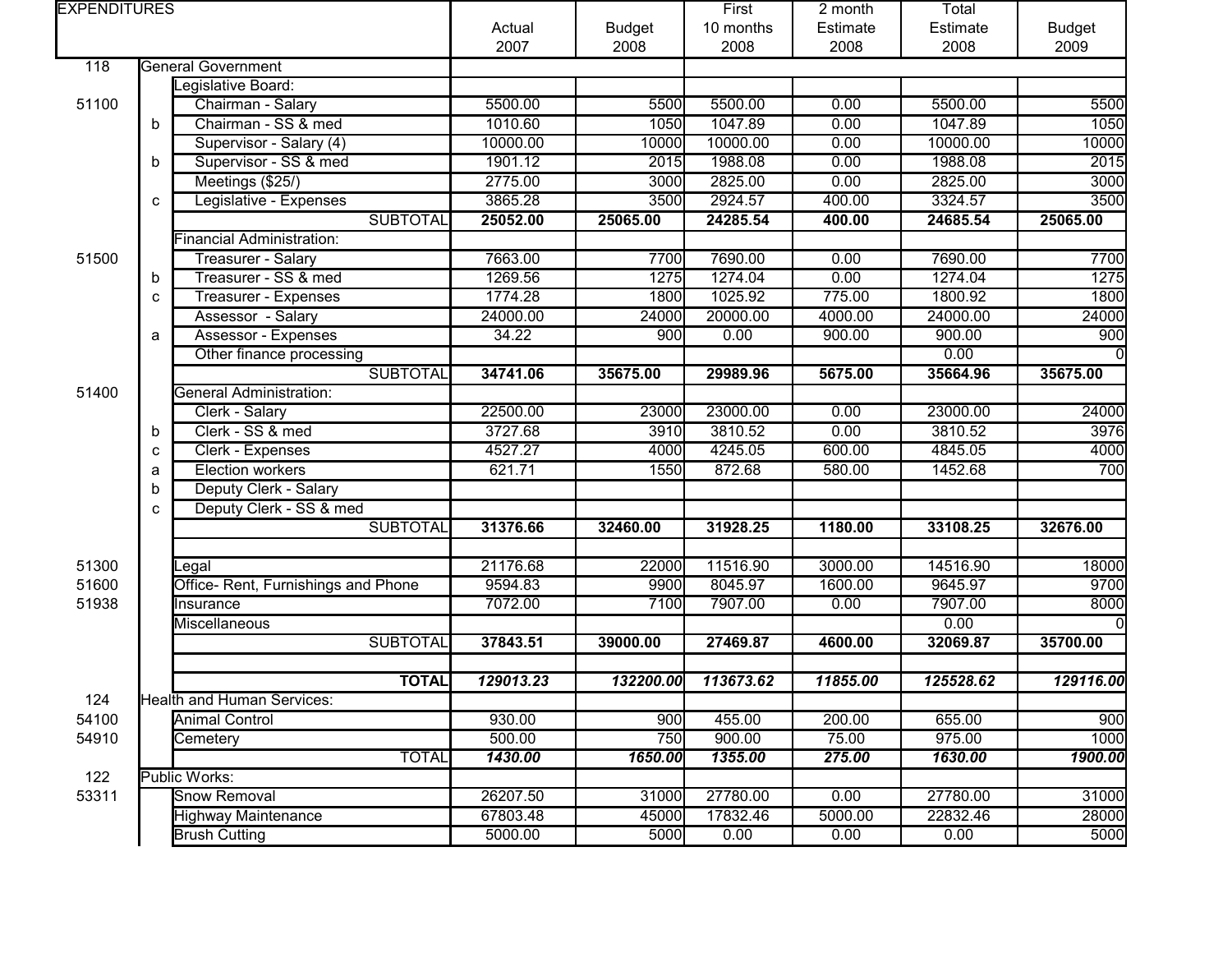| EXPENDITURES | | | Actual 2007 | Budget 2008 | First 10 months 2008 | 2 month Estimate 2008 | Total Estimate 2008 | Budget 2009 |
|---|---|---|---|---|---|---|---|---|
| 118 | General Government | | | | | | | |
| | | Legislative Board: | | | | | | |
| 51100 | | Chairman - Salary | 5500.00 | 5500 | 5500.00 | 0.00 | 5500.00 | 5500 |
| | b | Chairman - SS & med | 1010.60 | 1050 | 1047.89 | 0.00 | 1047.89 | 1050 |
| | | Supervisor - Salary (4) | 10000.00 | 10000 | 10000.00 | 0.00 | 10000.00 | 10000 |
| | b | Supervisor - SS & med | 1901.12 | 2015 | 1988.08 | 0.00 | 1988.08 | 2015 |
| | | Meetings ($25/) | 2775.00 | 3000 | 2825.00 | 0.00 | 2825.00 | 3000 |
| | c | Legislative - Expenses | 3865.28 | 3500 | 2924.57 | 400.00 | 3324.57 | 3500 |
| | | SUBTOTAL | **25052.00** | **25065.00** | **24285.54** | **400.00** | **24685.54** | **25065.00** |
| | | Financial Administration: | | | | | | |
| 51500 | | Treasurer - Salary | 7663.00 | 7700 | 7690.00 | 0.00 | 7690.00 | 7700 |
| | b | Treasurer - SS & med | 1269.56 | 1275 | 1274.04 | 0.00 | 1274.04 | 1275 |
| | c | Treasurer - Expenses | 1774.28 | 1800 | 1025.92 | 775.00 | 1800.92 | 1800 |
| | | Assessor - Salary | 24000.00 | 24000 | 20000.00 | 4000.00 | 24000.00 | 24000 |
| | a | Assessor - Expenses | 34.22 | 900 | 0.00 | 900.00 | 900.00 | 900 |
| | | Other finance processing | | | | | 0.00 | 0 |
| | | SUBTOTAL | **34741.06** | **35675.00** | **29989.96** | **5675.00** | **35664.96** | **35675.00** |
| 51400 | | General Administration: | | | | | | |
| | | Clerk - Salary | 22500.00 | 23000 | 23000.00 | 0.00 | 23000.00 | 24000 |
| | b | Clerk - SS & med | 3727.68 | 3910 | 3810.52 | 0.00 | 3810.52 | 3976 |
| | c | Clerk - Expenses | 4527.27 | 4000 | 4245.05 | 600.00 | 4845.05 | 4000 |
| | a | Election workers | 621.71 | 1550 | 872.68 | 580.00 | 1452.68 | 700 |
| | b | Deputy Clerk - Salary | | | | | | |
| | c | Deputy Clerk - SS & med | | | | | | |
| | | SUBTOTAL | **31376.66** | **32460.00** | **31928.25** | **1180.00** | **33108.25** | **32676.00** |
| | | | | | | | | |
| 51300 | | Legal | 21176.68 | 22000 | 11516.90 | 3000.00 | 14516.90 | 18000 |
| 51600 | | Office- Rent, Furnishings and Phone | 9594.83 | 9900 | 8045.97 | 1600.00 | 9645.97 | 9700 |
| 51938 | | Insurance | 7072.00 | 7100 | 7907.00 | 0.00 | 7907.00 | 8000 |
| | | Miscellaneous | | | | | 0.00 | 0 |
| | | SUBTOTAL | **37843.51** | **39000.00** | **27469.87** | **4600.00** | **32069.87** | **35700.00** |
| | | | | | | | | |
| | | **TOTAL** | ***129013.23*** | ***132200.00*** | ***113673.62*** | ***11855.00*** | ***125528.62*** | ***129116.00*** |
| 124 | Health and Human Services: | | | | | | | |
| 54100 | | Animal Control | 930.00 | 900 | 455.00 | 200.00 | 655.00 | 900 |
| 54910 | | Cemetery | 500.00 | 750 | 900.00 | 75.00 | 975.00 | 1000 |
| | | TOTAL | ***1430.00*** | ***1650.00*** | ***1355.00*** | ***275.00*** | ***1630.00*** | ***1900.00*** |
| 122 | Public Works: | | | | | | | |
| 53311 | | Snow Removal | 26207.50 | 31000 | 27780.00 | 0.00 | 27780.00 | 31000 |
| | | Highway Maintenance | 67803.48 | 45000 | 17832.46 | 5000.00 | 22832.46 | 28000 |
| | | Brush Cutting | 5000.00 | 5000 | 0.00 | 0.00 | 0.00 | 5000 |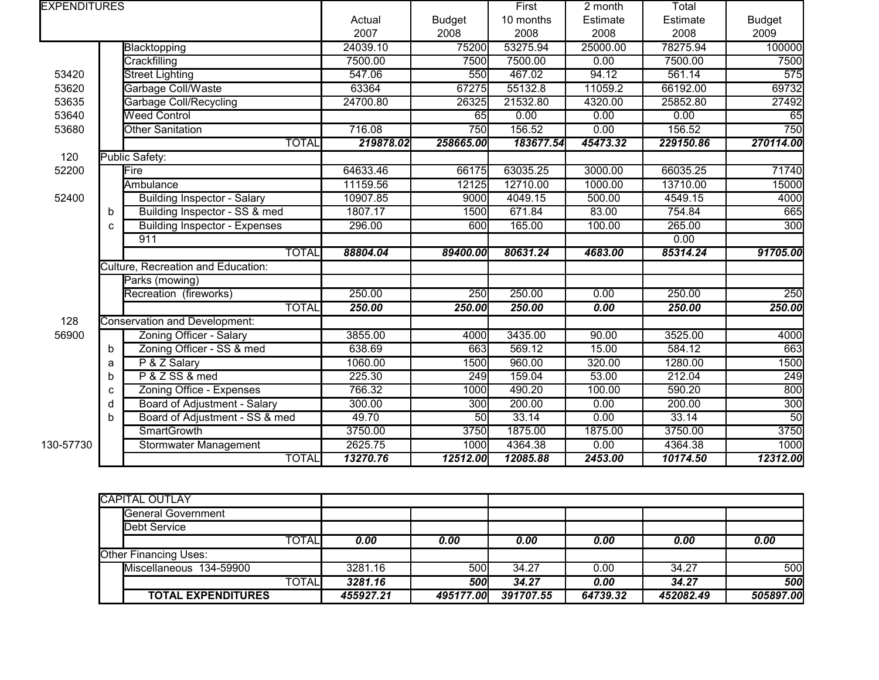| EXPENDITURES | | | Actual 2007 | Budget 2008 | First 10 months 2008 | 2 month Estimate 2008 | Total Estimate 2008 | Budget 2009 |
|---|---|---|---|---|---|---|---|---|
| | | Blacktopping | 24039.10 | 75200 | 53275.94 | 25000.00 | 78275.94 | 100000 |
| | | Crackfilling | 7500.00 | 7500 | 7500.00 | 0.00 | 7500.00 | 7500 |
| 53420 | | Street Lighting | 547.06 | 550 | 467.02 | 94.12 | 561.14 | 575 |
| 53620 | | Garbage Coll/Waste | 63364 | 67275 | 55132.8 | 11059.2 | 66192.00 | 69732 |
| 53635 | | Garbage Coll/Recycling | 24700.80 | 26325 | 21532.80 | 4320.00 | 25852.80 | 27492 |
| 53640 | | Weed Control | | 65 | 0.00 | 0.00 | 0.00 | 65 |
| 53680 | | Other Sanitation | 716.08 | 750 | 156.52 | 0.00 | 156.52 | 750 |
| | | TOTAL | ***219878.02*** | ***258665.00*** | ***183677.54*** | ***45473.32*** | ***229150.86*** | ***270114.00*** |
| 120 | Public Safety: | | | | | | | |
| 52200 | | Fire | 64633.46 | 66175 | 63035.25 | 3000.00 | 66035.25 | 71740 |
| | | Ambulance | 11159.56 | 12125 | 12710.00 | 1000.00 | 13710.00 | 15000 |
| 52400 | | Building Inspector - Salary | 10907.85 | 9000 | 4049.15 | 500.00 | 4549.15 | 4000 |
| | b | Building Inspector - SS & med | 1807.17 | 1500 | 671.84 | 83.00 | 754.84 | 665 |
| | c | Building Inspector - Expenses | 296.00 | 600 | 165.00 | 100.00 | 265.00 | 300 |
| | | 911 | | | | | 0.00 | |
| | | TOTAL | ***88804.04*** | ***89400.00*** | ***80631.24*** | ***4683.00*** | ***85314.24*** | ***91705.00*** |
| | Culture, Recreation and Education: | | | | | | | |
| | | Parks (mowing) | | | | | | |
| | | Recreation (fireworks) | 250.00 | 250 | 250.00 | 0.00 | 250.00 | 250 |
| | | TOTAL | ***250.00*** | ***250.00*** | ***250.00*** | ***0.00*** | ***250.00*** | ***250.00*** |
| 128 | Conservation and Development: | | | | | | | |
| 56900 | | Zoning Officer - Salary | 3855.00 | 4000 | 3435.00 | 90.00 | 3525.00 | 4000 |
| | b | Zoning Officer - SS & med | 638.69 | 663 | 569.12 | 15.00 | 584.12 | 663 |
| | a | P & Z Salary | 1060.00 | 1500 | 960.00 | 320.00 | 1280.00 | 1500 |
| | b | P & Z SS & med | 225.30 | 249 | 159.04 | 53.00 | 212.04 | 249 |
| | c | Zoning Office - Expenses | 766.32 | 1000 | 490.20 | 100.00 | 590.20 | 800 |
| | d | Board of Adjustment - Salary | 300.00 | 300 | 200.00 | 0.00 | 200.00 | 300 |
| | b | Board of Adjustment - SS & med | 49.70 | 50 | 33.14 | 0.00 | 33.14 | 50 |
| | | SmartGrowth | 3750.00 | 3750 | 1875.00 | 1875.00 | 3750.00 | 3750 |
| 130-57730 | | Stormwater Management | 2625.75 | 1000 | 4364.38 | 0.00 | 4364.38 | 1000 |
| | | TOTAL | ***13270.76*** | ***12512.00*** | ***12085.88*** | ***2453.00*** | ***10174.50*** | ***12312.00*** |

| | | | | | | | |
|---|---|---|---|---|---|---|---|
| CAPITAL OUTLAY | | | | | | | |
| | General Government | | | | | | |
| | Debt Service | | | | | | |
| | TOTAL | ***0.00*** | ***0.00*** | ***0.00*** | ***0.00*** | ***0.00*** | ***0.00*** |
| Other Financing Uses: | | | | | | | |
| | Miscellaneous 134-59900 | 3281.16 | 500 | 34.27 | 0.00 | 34.27 | 500 |
| | TOTAL | ***3281.16*** | ***500*** | ***34.27*** | ***0.00*** | ***34.27*** | ***500*** |
| | **TOTAL EXPENDITURES** | ***455927.21*** | ***495177.00*** | ***391707.55*** | ***64739.32*** | ***452082.49*** | ***505897.00*** |